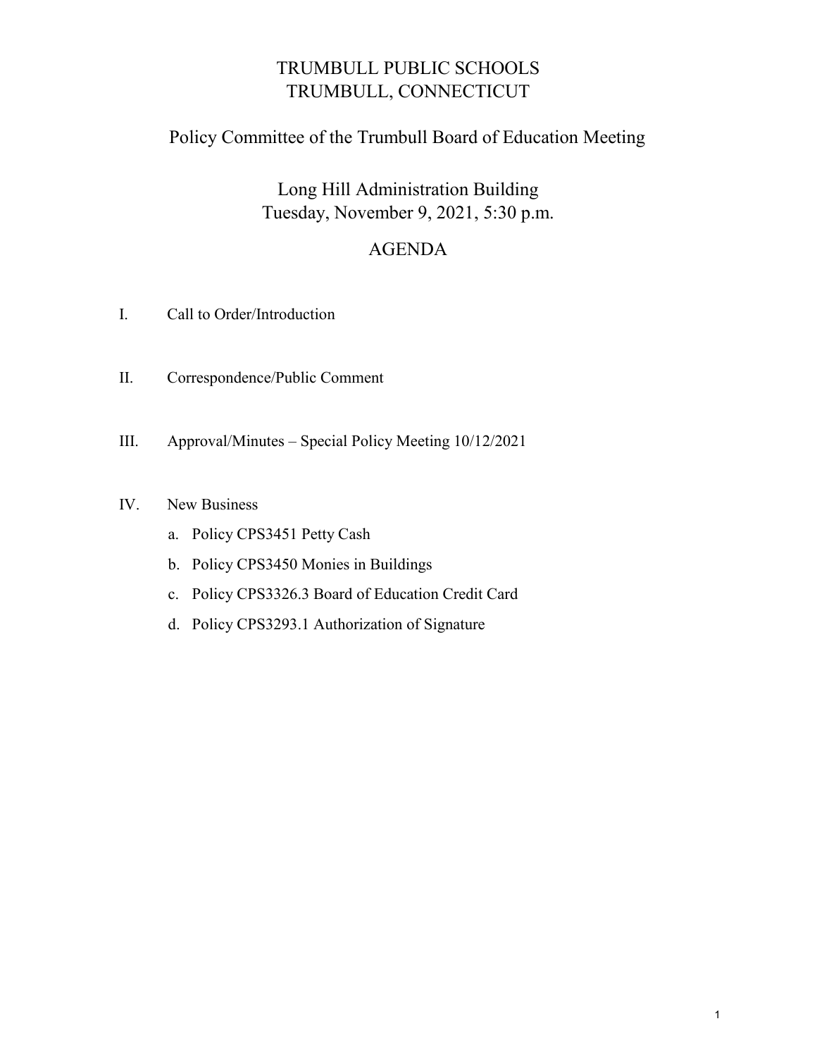# TRUMBULL PUBLIC SCHOOLS
# TRUMBULL, CONNECTICUT

## Policy Committee of the Trumbull Board of Education Meeting

### Long Hill Administration Building
### Tuesday, November 9, 2021, 5:30 p.m.

## AGENDA

I. Call to Order/Introduction

II. Correspondence/Public Comment

III. Approval/Minutes – Special Policy Meeting 10/12/2021

IV. New Business

   a. Policy CPS3451 Petty Cash

   b. Policy CPS3450 Monies in Buildings

   c. Policy CPS3326.3 Board of Education Credit Card

   d. Policy CPS3293.1 Authorization of Signature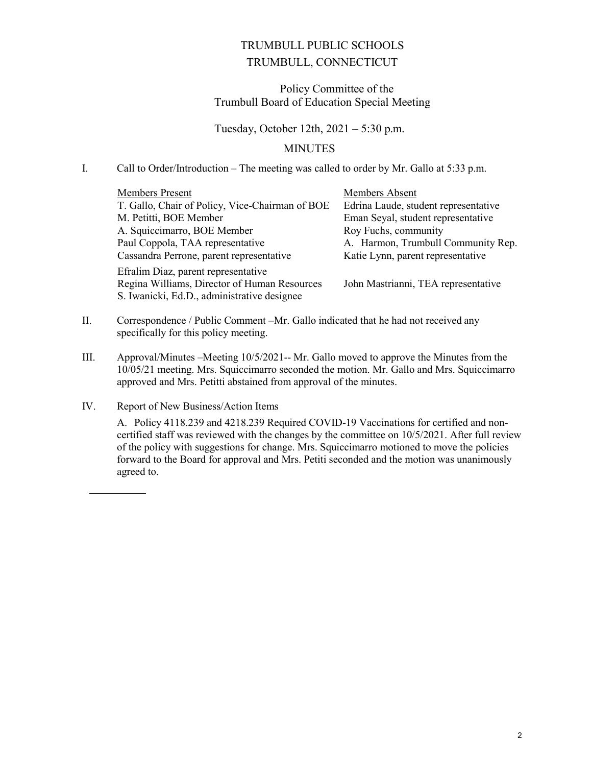# TRUMBULL PUBLIC SCHOOLS
# TRUMBULL, CONNECTICUT

## Policy Committee of the Trumbull Board of Education Special Meeting

Tuesday, October 12th, 2021 – 5:30 p.m.

## MINUTES

I. Call to Order/Introduction – The meeting was called to order by Mr. Gallo at 5:33 p.m.

| Members Present | Members Absent |
|---|---|
| T. Gallo, Chair of Policy, Vice-Chairman of BOE | Edrina Laude, student representative |
| M. Petitti, BOE Member | Eman Seyal, student representative |
| A. Squiccimarro, BOE Member | Roy Fuchs, community |
| Paul Coppola, TAA representative | A. Harmon, Trumbull Community Rep. |
| Cassandra Perrone, parent representative | Katie Lynn, parent representative |
| Efralim Diaz, parent representative | |
| Regina Williams, Director of Human Resources | John Mastrianni, TEA representative |
| S. Iwanicki, Ed.D., administrative designee | |

II. Correspondence / Public Comment –Mr. Gallo indicated that he had not received any specifically for this policy meeting.

III. Approval/Minutes –Meeting 10/5/2021-- Mr. Gallo moved to approve the Minutes from the 10/05/21 meeting. Mrs. Squiccimarro seconded the motion. Mr. Gallo and Mrs. Squiccimarro approved and Mrs. Petitti abstained from approval of the minutes.

IV. Report of New Business/Action Items

A. Policy 4118.239 and 4218.239 Required COVID-19 Vaccinations for certified and non-certified staff was reviewed with the changes by the committee on 10/5/2021. After full review of the policy with suggestions for change. Mrs. Squiccimarro motioned to move the policies forward to the Board for approval and Mrs. Petiti seconded and the motion was unanimously agreed to.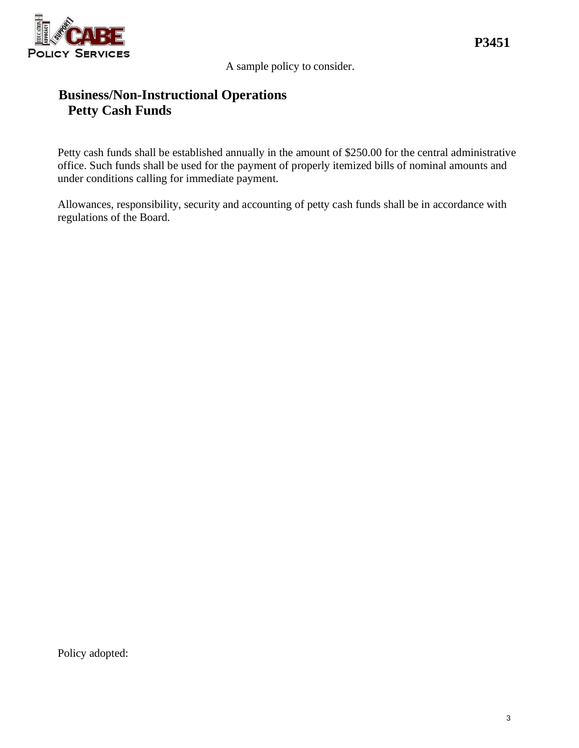**P3451**

A sample policy to consider.

## Business/Non-Instructional Operations

### Petty Cash Funds

Petty cash funds shall be established annually in the amount of $250.00 for the central administrative office. Such funds shall be used for the payment of properly itemized bills of nominal amounts and under conditions calling for immediate payment.

Allowances, responsibility, security and accounting of petty cash funds shall be in accordance with regulations of the Board.

Policy adopted: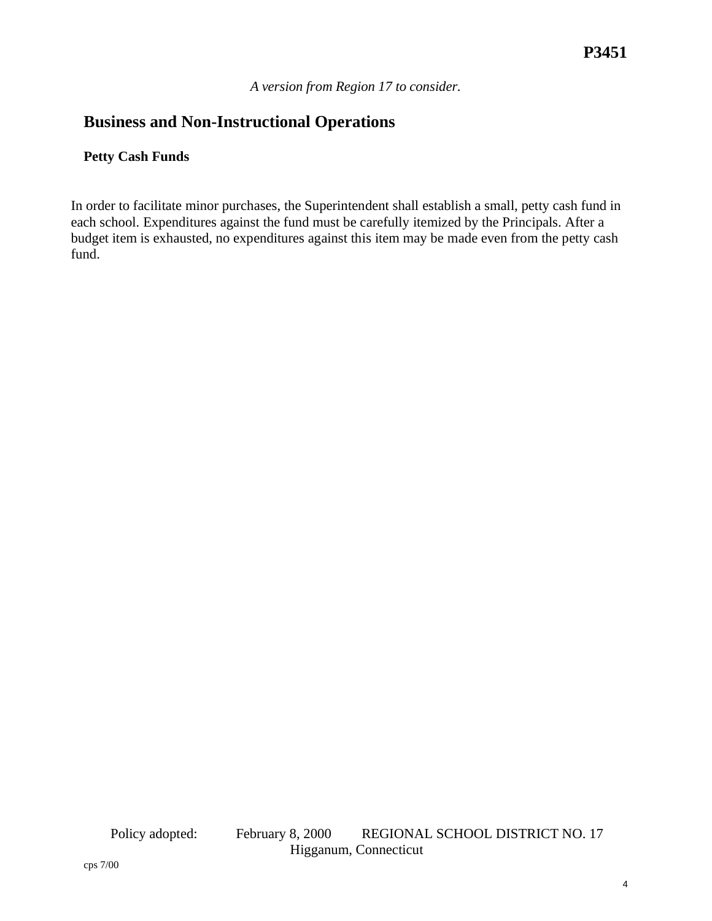**P3451**

*A version from Region 17 to consider.*

## Business and Non-Instructional Operations

### Petty Cash Funds

In order to facilitate minor purchases, the Superintendent shall establish a small, petty cash fund in each school. Expenditures against the fund must be carefully itemized by the Principals. After a budget item is exhausted, no expenditures against this item may be made even from the petty cash fund.

Policy adopted: February 8, 2000 REGIONAL SCHOOL DISTRICT NO. 17
Higganum, Connecticut

cps 7/00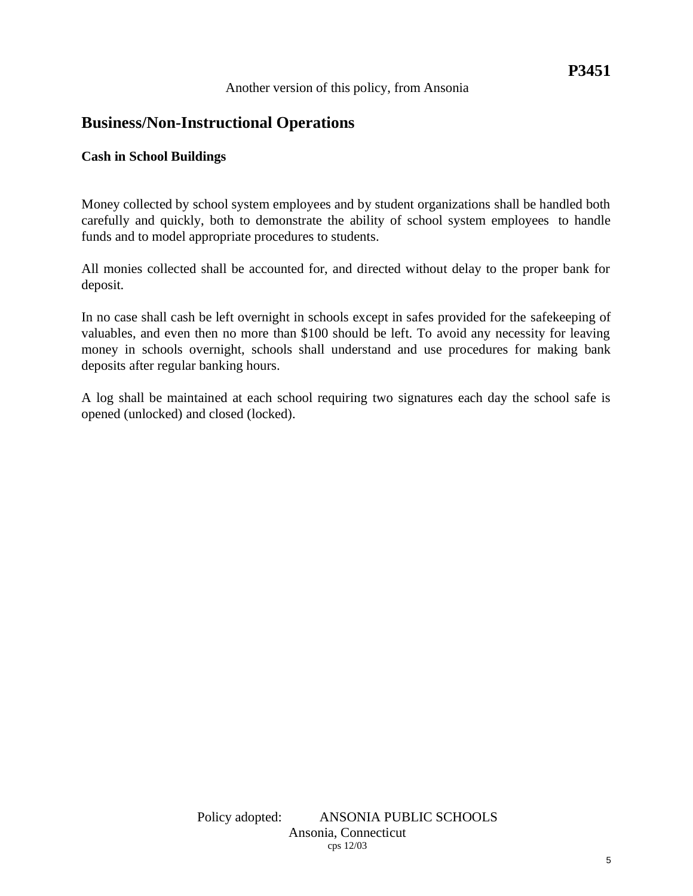**P3451**

Another version of this policy, from Ansonia

## Business/Non-Instructional Operations

### Cash in School Buildings

Money collected by school system employees and by student organizations shall be handled both carefully and quickly, both to demonstrate the ability of school system employees to handle funds and to model appropriate procedures to students.

All monies collected shall be accounted for, and directed without delay to the proper bank for deposit.

In no case shall cash be left overnight in schools except in safes provided for the safekeeping of valuables, and even then no more than $100 should be left. To avoid any necessity for leaving money in schools overnight, schools shall understand and use procedures for making bank deposits after regular banking hours.

A log shall be maintained at each school requiring two signatures each day the school safe is opened (unlocked) and closed (locked).

Policy adopted: ANSONIA PUBLIC SCHOOLS
Ansonia, Connecticut
cps 12/03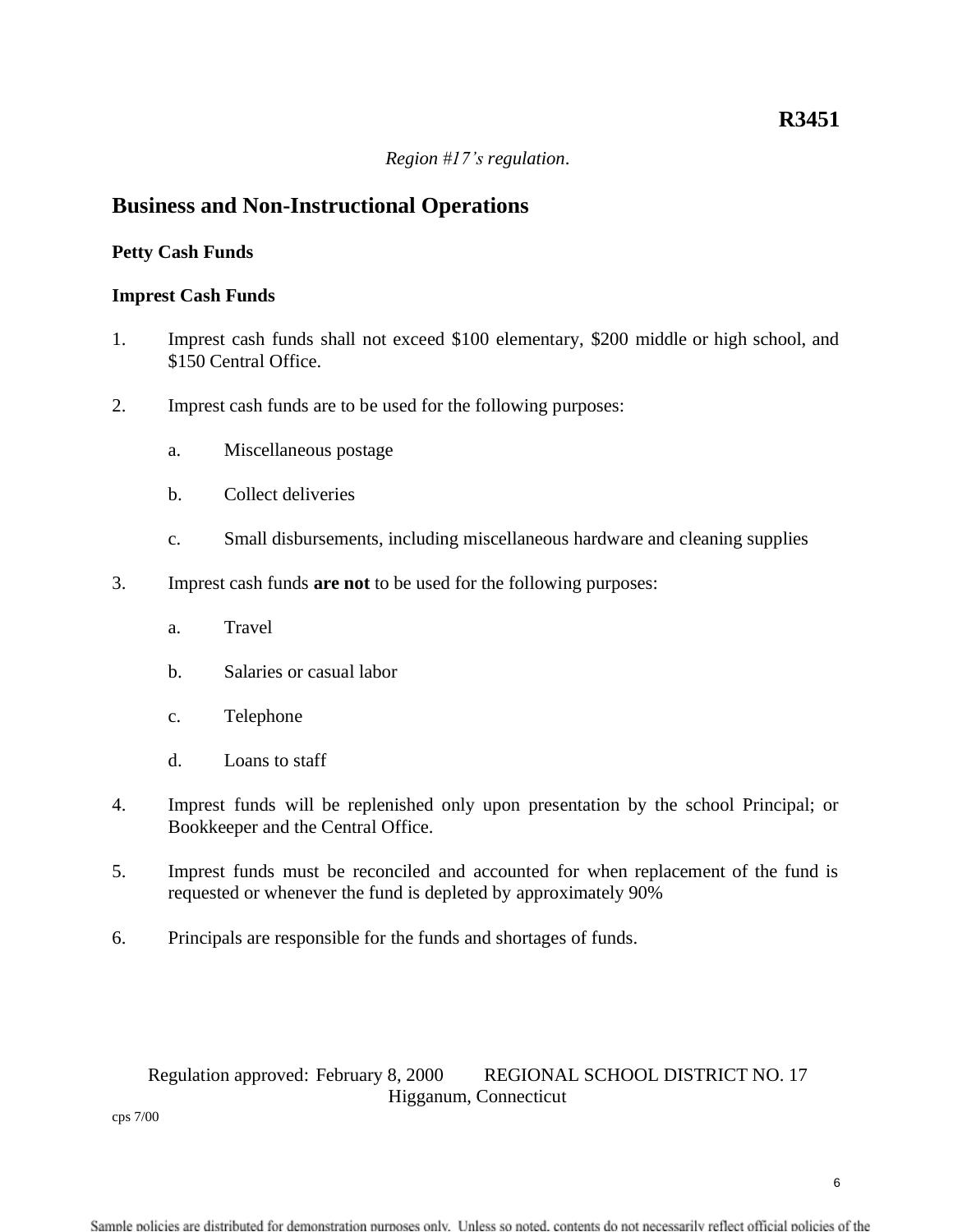**R3451**

*Region #17's regulation*.

## Business and Non-Instructional Operations

**Petty Cash Funds**

**Imprest Cash Funds**

1. Imprest cash funds shall not exceed $100 elementary, $200 middle or high school, and $150 Central Office.

2. Imprest cash funds are to be used for the following purposes:

   a. Miscellaneous postage

   b. Collect deliveries

   c. Small disbursements, including miscellaneous hardware and cleaning supplies

3. Imprest cash funds **are not** to be used for the following purposes:

   a. Travel

   b. Salaries or casual labor

   c. Telephone

   d. Loans to staff

4. Imprest funds will be replenished only upon presentation by the school Principal; or Bookkeeper and the Central Office.

5. Imprest funds must be reconciled and accounted for when replacement of the fund is requested or whenever the fund is depleted by approximately 90%

6. Principals are responsible for the funds and shortages of funds.

Regulation approved: February 8, 2000 REGIONAL SCHOOL DISTRICT NO. 17
Higganum, Connecticut

cps 7/00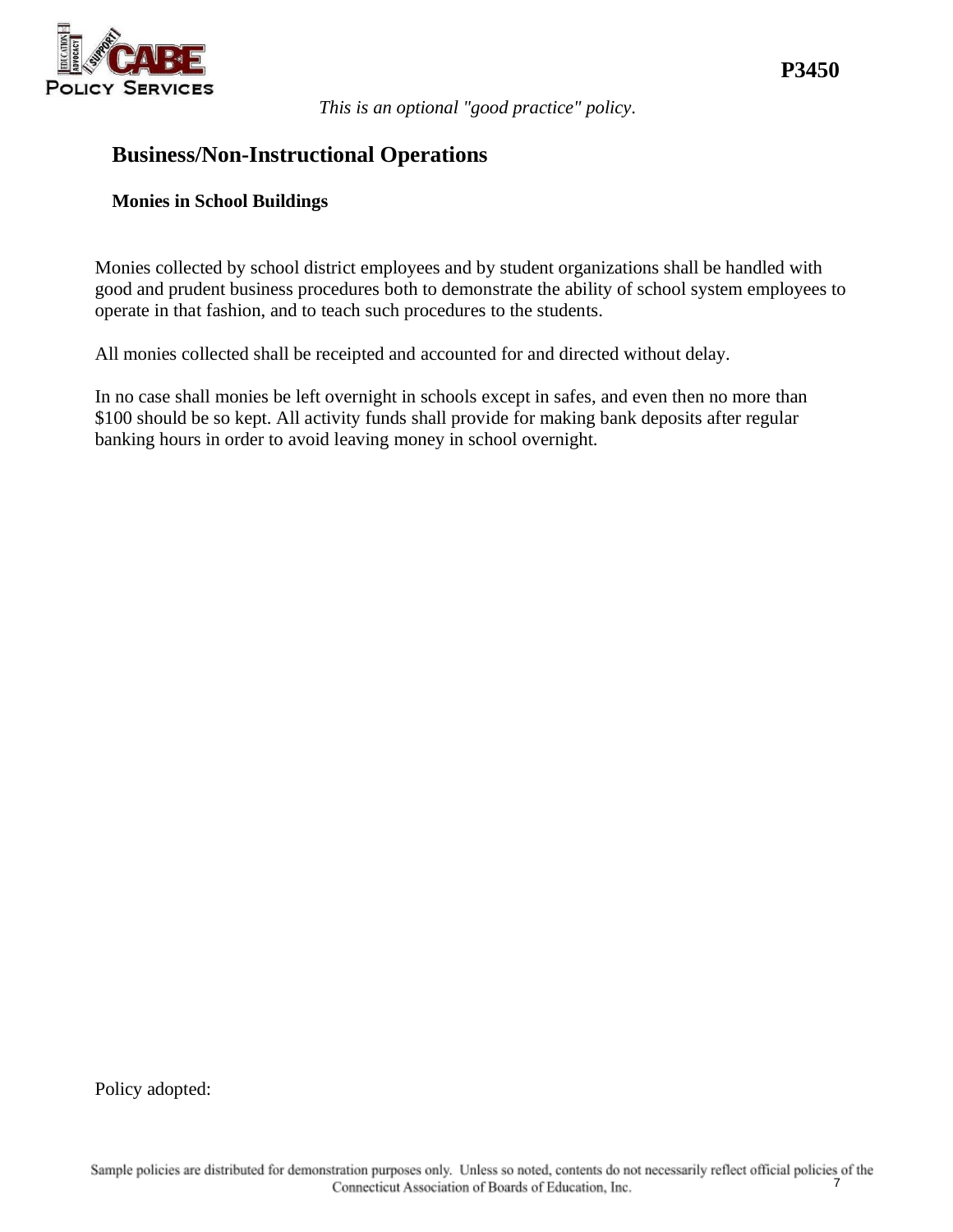**P3450**

*This is an optional "good practice" policy.*

## Business/Non-Instructional Operations

### Monies in School Buildings

Monies collected by school district employees and by student organizations shall be handled with good and prudent business procedures both to demonstrate the ability of school system employees to operate in that fashion, and to teach such procedures to the students.

All monies collected shall be receipted and accounted for and directed without delay.

In no case shall monies be left overnight in schools except in safes, and even then no more than $100 should be so kept. All activity funds shall provide for making bank deposits after regular banking hours in order to avoid leaving money in school overnight.

Policy adopted:

Sample policies are distributed for demonstration purposes only. Unless so noted, contents do not necessarily reflect official policies of the Connecticut Association of Boards of Education, Inc.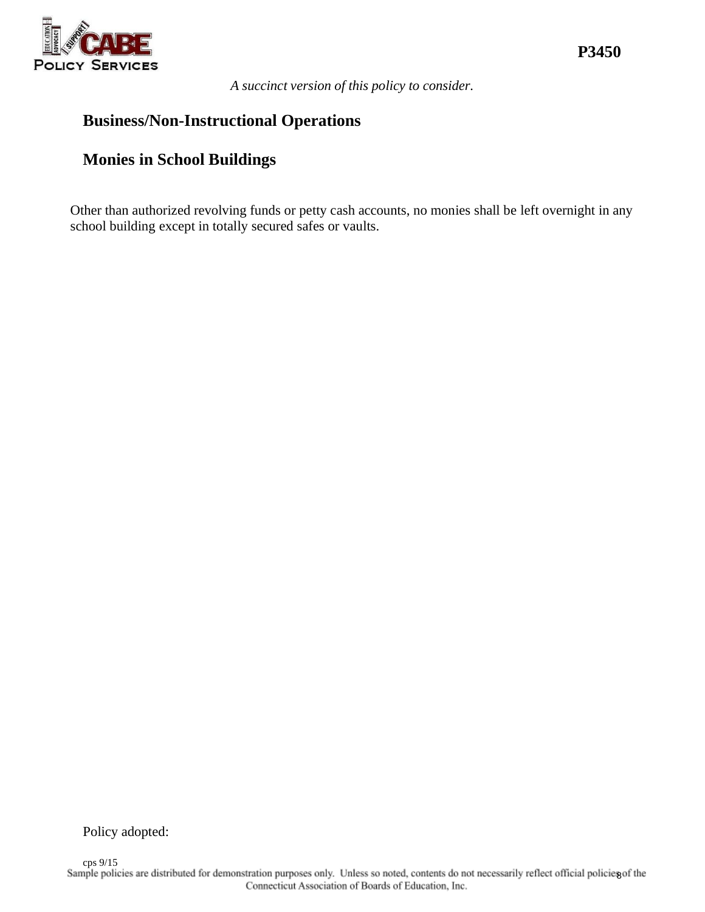P3450

*A succinct version of this policy to consider.*

## Business/Non-Instructional Operations

## Monies in School Buildings

Other than authorized revolving funds or petty cash accounts, no monies shall be left overnight in any school building except in totally secured safes or vaults.

Policy adopted:

cps 9/15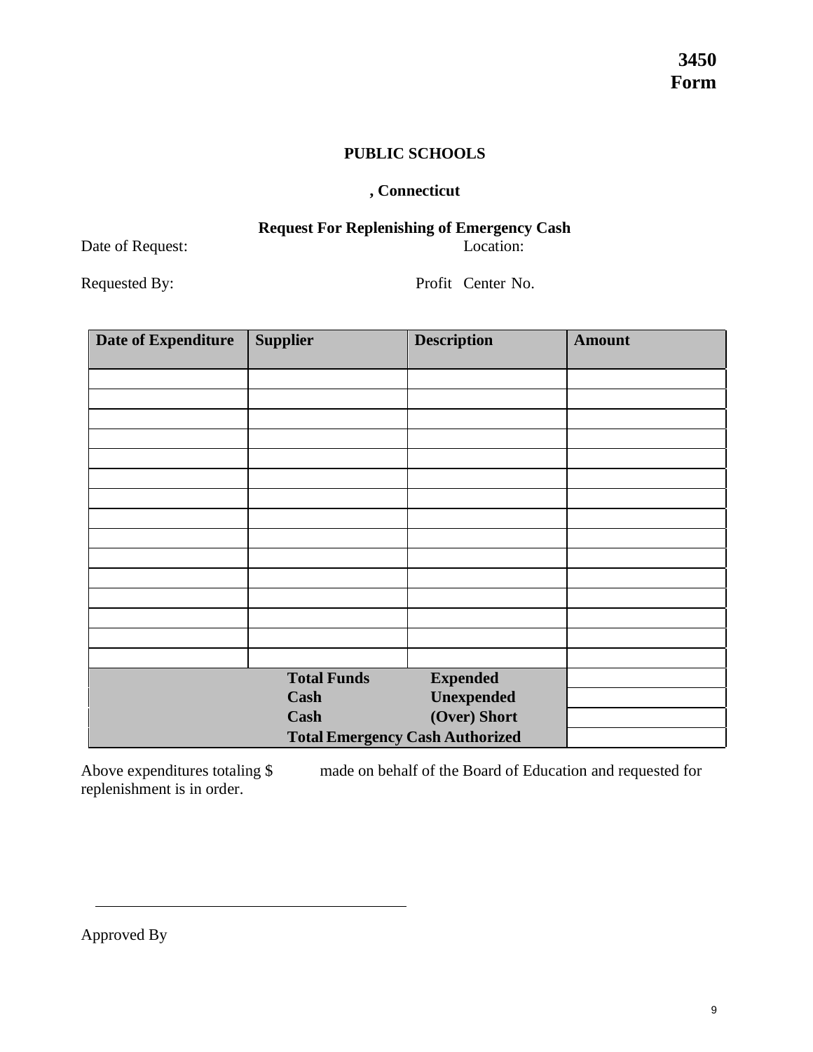**3450**
**Form**

## PUBLIC SCHOOLS

**, Connecticut**

**Request For Replenishing of Emergency Cash**

Date of Request: Location:

Requested By: Profit Center No.

| Date of Expenditure | Supplier | Description | Amount |
|---|---|---|---|
| | | | |
| | | | |
| | | | |
| | | | |
| | | | |
| | | | |
| | | | |
| | | | |
| | | | |
| | | | |
| | | | |
| | | | |
| | | | |
| | | | |
| | | | |
| | **Total Funds** | **Expended** | |
| | **Cash** | **Unexpended** | |
| | **Cash** | **(Over) Short** | |
| | **Total Emergency Cash Authorized** | | |

Above expenditures totaling $ made on behalf of the Board of Education and requested for replenishment is in order.

\_\_\_\_\_\_\_\_\_\_\_\_\_\_\_\_\_\_\_\_\_\_\_\_\_\_\_\_\_\_\_\_\_\_\_\_

Approved By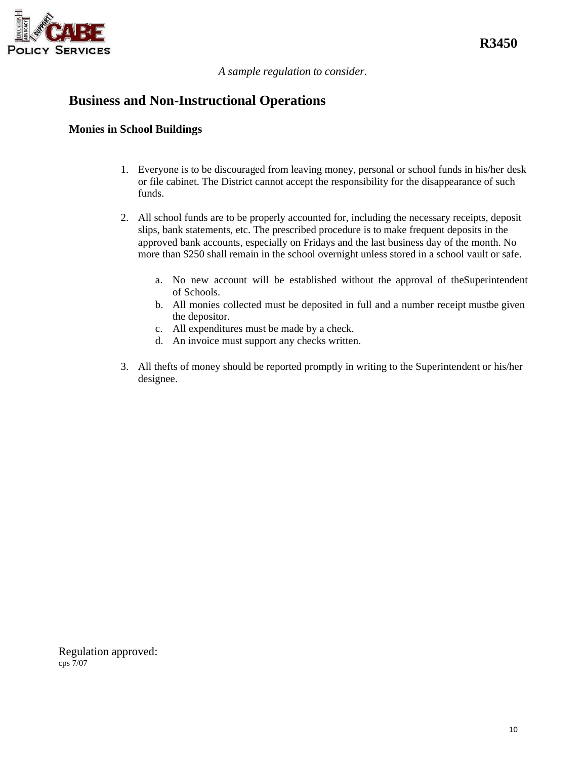R3450

*A sample regulation to consider.*

## Business and Non-Instructional Operations

### Monies in School Buildings

1. Everyone is to be discouraged from leaving money, personal or school funds in his/her desk or file cabinet. The District cannot accept the responsibility for the disappearance of such funds.

2. All school funds are to be properly accounted for, including the necessary receipts, deposit slips, bank statements, etc. The prescribed procedure is to make frequent deposits in the approved bank accounts, especially on Fridays and the last business day of the month. No more than $250 shall remain in the school overnight unless stored in a school vault or safe.

    a. No new account will be established without the approval of theSuperintendent of Schools.
    b. All monies collected must be deposited in full and a number receipt mustbe given the depositor.
    c. All expenditures must be made by a check.
    d. An invoice must support any checks written.

3. All thefts of money should be reported promptly in writing to the Superintendent or his/her designee.

Regulation approved:
cps 7/07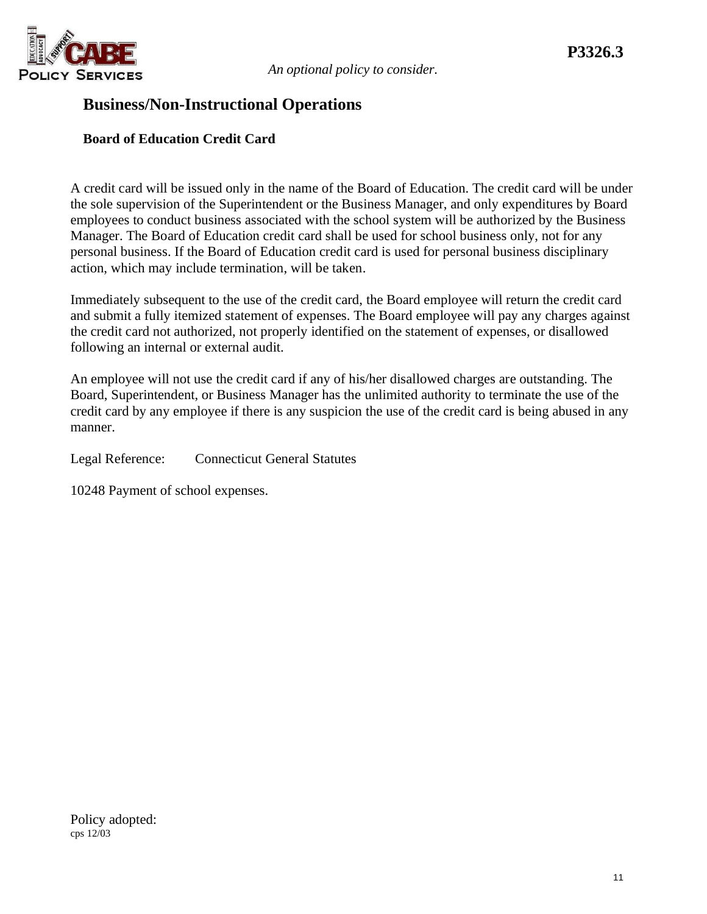**P3326.3**

*An optional policy to consider.*

# Business/Non-Instructional Operations

## Board of Education Credit Card

A credit card will be issued only in the name of the Board of Education. The credit card will be under the sole supervision of the Superintendent or the Business Manager, and only expenditures by Board employees to conduct business associated with the school system will be authorized by the Business Manager. The Board of Education credit card shall be used for school business only, not for any personal business. If the Board of Education credit card is used for personal business disciplinary action, which may include termination, will be taken.

Immediately subsequent to the use of the credit card, the Board employee will return the credit card and submit a fully itemized statement of expenses. The Board employee will pay any charges against the credit card not authorized, not properly identified on the statement of expenses, or disallowed following an internal or external audit.

An employee will not use the credit card if any of his/her disallowed charges are outstanding. The Board, Superintendent, or Business Manager has the unlimited authority to terminate the use of the credit card by any employee if there is any suspicion the use of the credit card is being abused in any manner.

Legal Reference: Connecticut General Statutes

10248 Payment of school expenses.

Policy adopted:
cps 12/03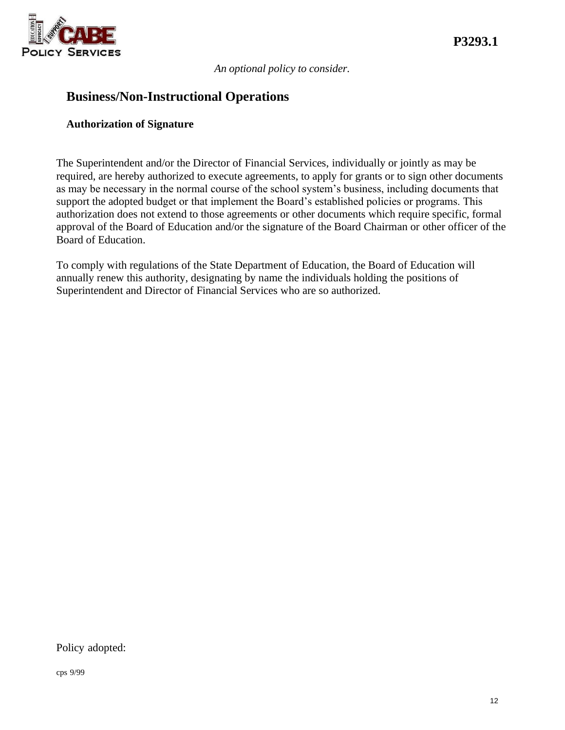**P3293.1**

*An optional policy to consider.*

## Business/Non-Instructional Operations

### Authorization of Signature

The Superintendent and/or the Director of Financial Services, individually or jointly as may be required, are hereby authorized to execute agreements, to apply for grants or to sign other documents as may be necessary in the normal course of the school system's business, including documents that support the adopted budget or that implement the Board's established policies or programs. This authorization does not extend to those agreements or other documents which require specific, formal approval of the Board of Education and/or the signature of the Board Chairman or other officer of the Board of Education.

To comply with regulations of the State Department of Education, the Board of Education will annually renew this authority, designating by name the individuals holding the positions of Superintendent and Director of Financial Services who are so authorized.

Policy adopted:

cps 9/99